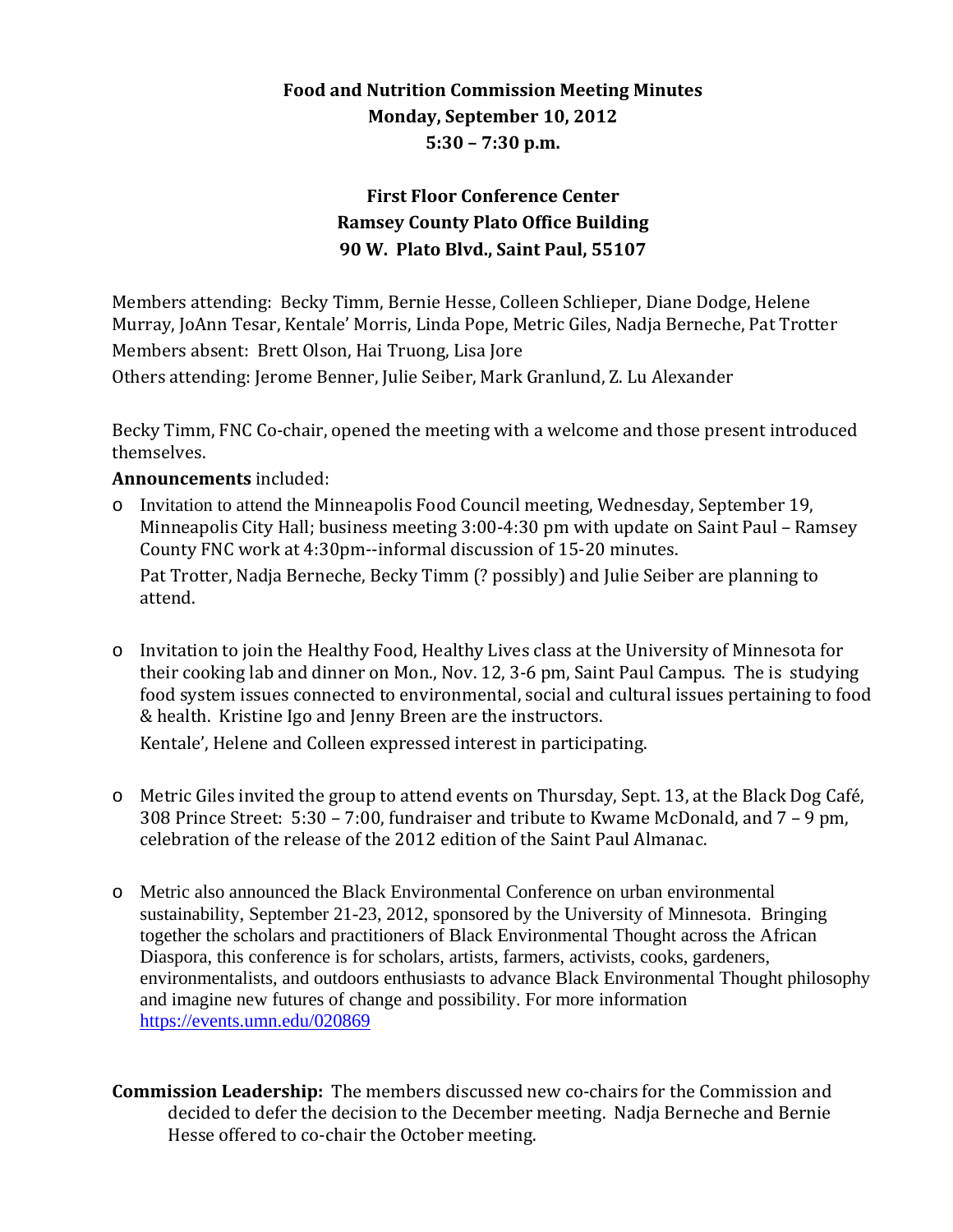# Food and Nutrition Commission Meeting Minutes
## Monday, September 10, 2012
## 5:30 – 7:30 p.m.

## First Floor Conference Center
## Ramsey County Plato Office Building
## 90 W. Plato Blvd., Saint Paul, 55107

Members attending: Becky Timm, Bernie Hesse, Colleen Schlieper, Diane Dodge, Helene Murray, JoAnn Tesar, Kentale' Morris, Linda Pope, Metric Giles, Nadja Berneche, Pat Trotter

Members absent: Brett Olson, Hai Truong, Lisa Jore

Others attending: Jerome Benner, Julie Seiber, Mark Granlund, Z. Lu Alexander

Becky Timm, FNC Co-chair, opened the meeting with a welcome and those present introduced themselves.

**Announcements** included:

- Invitation to attend the Minneapolis Food Council meeting, Wednesday, September 19, Minneapolis City Hall; business meeting 3:00-4:30 pm with update on Saint Paul – Ramsey County FNC work at 4:30pm--informal discussion of 15-20 minutes.

  Pat Trotter, Nadja Berneche, Becky Timm (? possibly) and Julie Seiber are planning to attend.

- Invitation to join the Healthy Food, Healthy Lives class at the University of Minnesota for their cooking lab and dinner on Mon., Nov. 12, 3-6 pm, Saint Paul Campus. The is studying food system issues connected to environmental, social and cultural issues pertaining to food & health. Kristine Igo and Jenny Breen are the instructors.

  Kentale', Helene and Colleen expressed interest in participating.

- Metric Giles invited the group to attend events on Thursday, Sept. 13, at the Black Dog Café, 308 Prince Street: 5:30 – 7:00, fundraiser and tribute to Kwame McDonald, and 7 – 9 pm, celebration of the release of the 2012 edition of the Saint Paul Almanac.

- Metric also announced the Black Environmental Conference on urban environmental sustainability, September 21-23, 2012, sponsored by the University of Minnesota. Bringing together the scholars and practitioners of Black Environmental Thought across the African Diaspora, this conference is for scholars, artists, farmers, activists, cooks, gardeners, environmentalists, and outdoors enthusiasts to advance Black Environmental Thought philosophy and imagine new futures of change and possibility. For more information https://events.umn.edu/020869

**Commission Leadership:** The members discussed new co-chairs for the Commission and decided to defer the decision to the December meeting. Nadja Berneche and Bernie Hesse offered to co-chair the October meeting.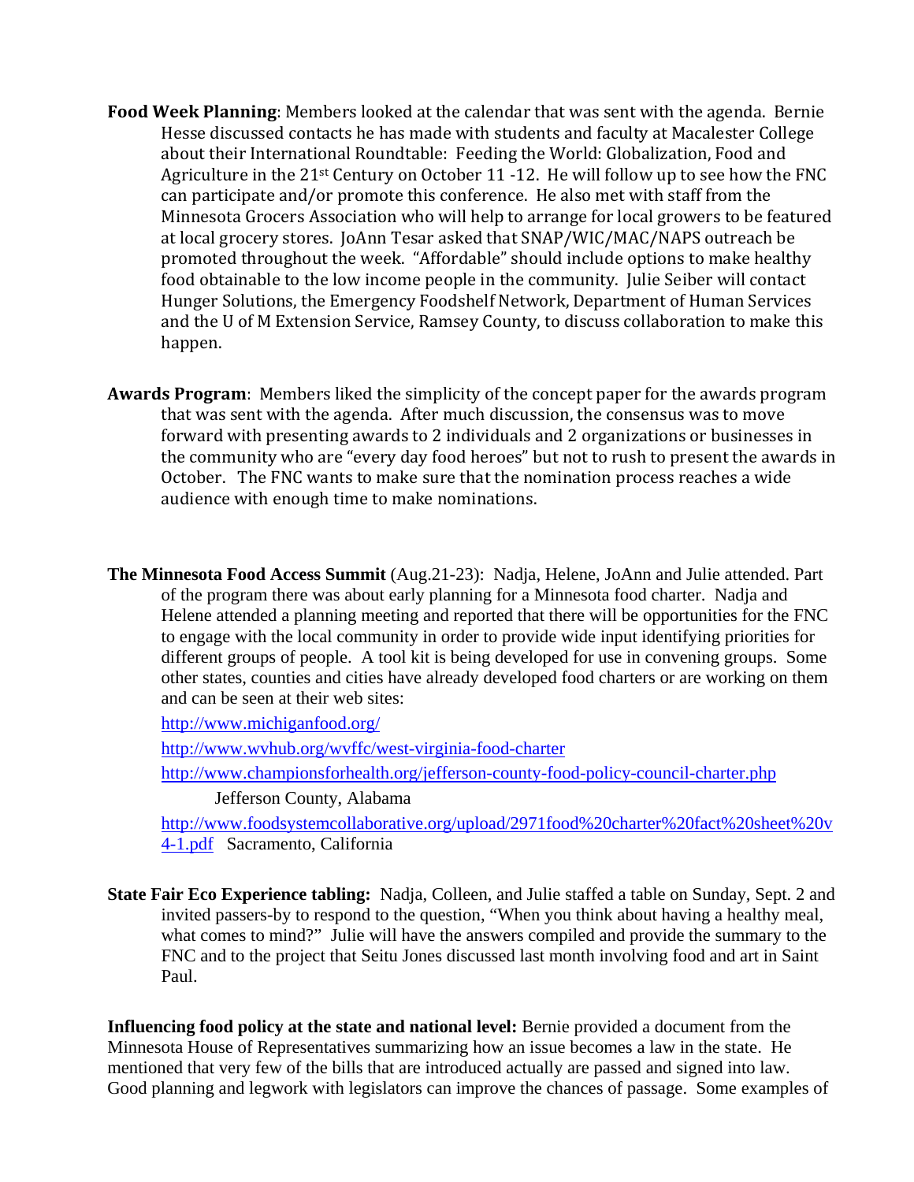**Food Week Planning**: Members looked at the calendar that was sent with the agenda. Bernie Hesse discussed contacts he has made with students and faculty at Macalester College about their International Roundtable: Feeding the World: Globalization, Food and Agriculture in the 21st Century on October 11 -12. He will follow up to see how the FNC can participate and/or promote this conference. He also met with staff from the Minnesota Grocers Association who will help to arrange for local growers to be featured at local grocery stores. JoAnn Tesar asked that SNAP/WIC/MAC/NAPS outreach be promoted throughout the week. "Affordable" should include options to make healthy food obtainable to the low income people in the community. Julie Seiber will contact Hunger Solutions, the Emergency Foodshelf Network, Department of Human Services and the U of M Extension Service, Ramsey County, to discuss collaboration to make this happen.

**Awards Program**: Members liked the simplicity of the concept paper for the awards program that was sent with the agenda. After much discussion, the consensus was to move forward with presenting awards to 2 individuals and 2 organizations or businesses in the community who are "every day food heroes" but not to rush to present the awards in October. The FNC wants to make sure that the nomination process reaches a wide audience with enough time to make nominations.

**The Minnesota Food Access Summit** (Aug.21-23): Nadja, Helene, JoAnn and Julie attended. Part of the program there was about early planning for a Minnesota food charter. Nadja and Helene attended a planning meeting and reported that there will be opportunities for the FNC to engage with the local community in order to provide wide input identifying priorities for different groups of people. A tool kit is being developed for use in convening groups. Some other states, counties and cities have already developed food charters or are working on them and can be seen at their web sites:

http://www.michiganfood.org/

http://www.wvhub.org/wvffc/west-virginia-food-charter

http://www.championsforhealth.org/jefferson-county-food-policy-council-charter.php Jefferson County, Alabama

http://www.foodsystemcollaborative.org/upload/2971food%20charter%20fact%20sheet%20v4-1.pdf Sacramento, California

**State Fair Eco Experience tabling:** Nadja, Colleen, and Julie staffed a table on Sunday, Sept. 2 and invited passers-by to respond to the question, "When you think about having a healthy meal, what comes to mind?" Julie will have the answers compiled and provide the summary to the FNC and to the project that Seitu Jones discussed last month involving food and art in Saint Paul.

**Influencing food policy at the state and national level:** Bernie provided a document from the Minnesota House of Representatives summarizing how an issue becomes a law in the state. He mentioned that very few of the bills that are introduced actually are passed and signed into law. Good planning and legwork with legislators can improve the chances of passage. Some examples of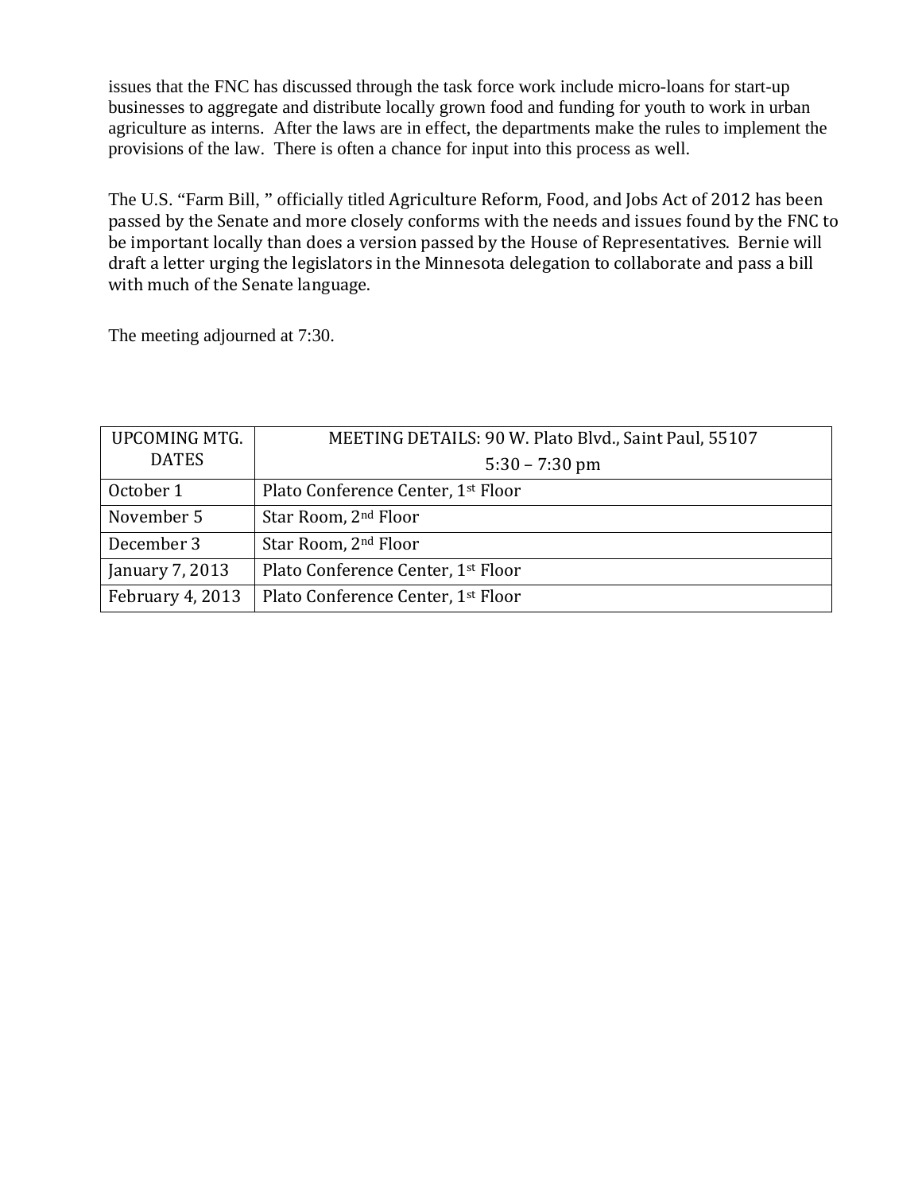issues that the FNC has discussed through the task force work include micro-loans for start-up businesses to aggregate and distribute locally grown food and funding for youth to work in urban agriculture as interns. After the laws are in effect, the departments make the rules to implement the provisions of the law. There is often a chance for input into this process as well.

The U.S. "Farm Bill, " officially titled Agriculture Reform, Food, and Jobs Act of 2012 has been passed by the Senate and more closely conforms with the needs and issues found by the FNC to be important locally than does a version passed by the House of Representatives. Bernie will draft a letter urging the legislators in the Minnesota delegation to collaborate and pass a bill with much of the Senate language.

The meeting adjourned at 7:30.

| UPCOMING MTG. DATES | MEETING DETAILS: 90 W. Plato Blvd., Saint Paul, 55107 5:30 – 7:30 pm |
|---|---|
| October 1 | Plato Conference Center, 1st Floor |
| November 5 | Star Room, 2nd Floor |
| December 3 | Star Room, 2nd Floor |
| January 7, 2013 | Plato Conference Center, 1st Floor |
| February 4, 2013 | Plato Conference Center, 1st Floor |